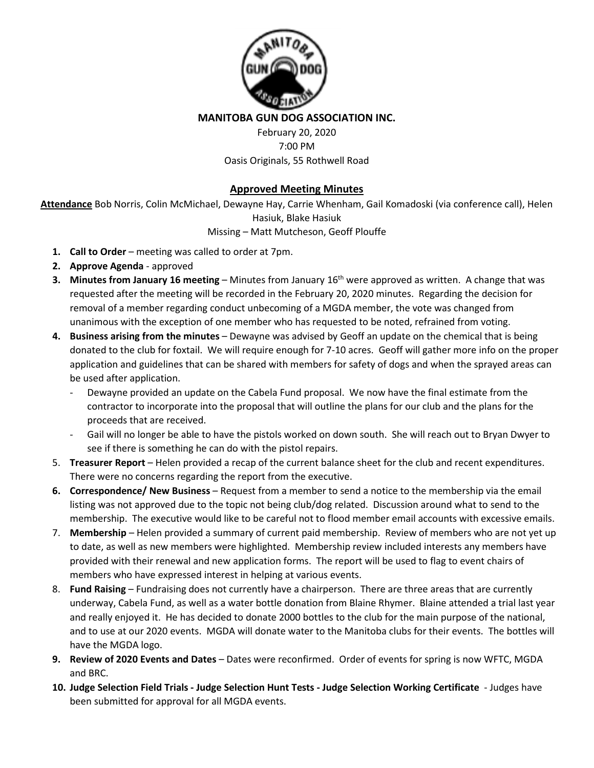**MANITOBA GUN DOG ASSOCIATION INC.**

February 20, 2020
7:00 PM
Oasis Originals, 55 Rothwell Road

## Approved Meeting Minutes

**Attendance** Bob Norris, Colin McMichael, Dewayne Hay, Carrie Whenham, Gail Komadoski (via conference call), Helen Hasiuk, Blake Hasiuk
Missing – Matt Mutcheson, Geoff Plouffe

1. **Call to Order** – meeting was called to order at 7pm.
2. **Approve Agenda** - approved
3. **Minutes from January 16 meeting** – Minutes from January 16th were approved as written. A change that was requested after the meeting will be recorded in the February 20, 2020 minutes. Regarding the decision for removal of a member regarding conduct unbecoming of a MGDA member, the vote was changed from unanimous with the exception of one member who has requested to be noted, refrained from voting.
4. **Business arising from the minutes** – Dewayne was advised by Geoff an update on the chemical that is being donated to the club for foxtail. We will require enough for 7-10 acres. Geoff will gather more info on the proper application and guidelines that can be shared with members for safety of dogs and when the sprayed areas can be used after application.
   - Dewayne provided an update on the Cabela Fund proposal. We now have the final estimate from the contractor to incorporate into the proposal that will outline the plans for our club and the plans for the proceeds that are received.
   - Gail will no longer be able to have the pistols worked on down south. She will reach out to Bryan Dwyer to see if there is something he can do with the pistol repairs.
5. **Treasurer Report** – Helen provided a recap of the current balance sheet for the club and recent expenditures. There were no concerns regarding the report from the executive.
6. **Correspondence/ New Business** – Request from a member to send a notice to the membership via the email listing was not approved due to the topic not being club/dog related. Discussion around what to send to the membership. The executive would like to be careful not to flood member email accounts with excessive emails.
7. **Membership** – Helen provided a summary of current paid membership. Review of members who are not yet up to date, as well as new members were highlighted. Membership review included interests any members have provided with their renewal and new application forms. The report will be used to flag to event chairs of members who have expressed interest in helping at various events.
8. **Fund Raising** – Fundraising does not currently have a chairperson. There are three areas that are currently underway, Cabela Fund, as well as a water bottle donation from Blaine Rhymer. Blaine attended a trial last year and really enjoyed it. He has decided to donate 2000 bottles to the club for the main purpose of the national, and to use at our 2020 events. MGDA will donate water to the Manitoba clubs for their events. The bottles will have the MGDA logo.
9. **Review of 2020 Events and Dates** – Dates were reconfirmed. Order of events for spring is now WFTC, MGDA and BRC.
10. **Judge Selection Field Trials - Judge Selection Hunt Tests - Judge Selection Working Certificate** - Judges have been submitted for approval for all MGDA events.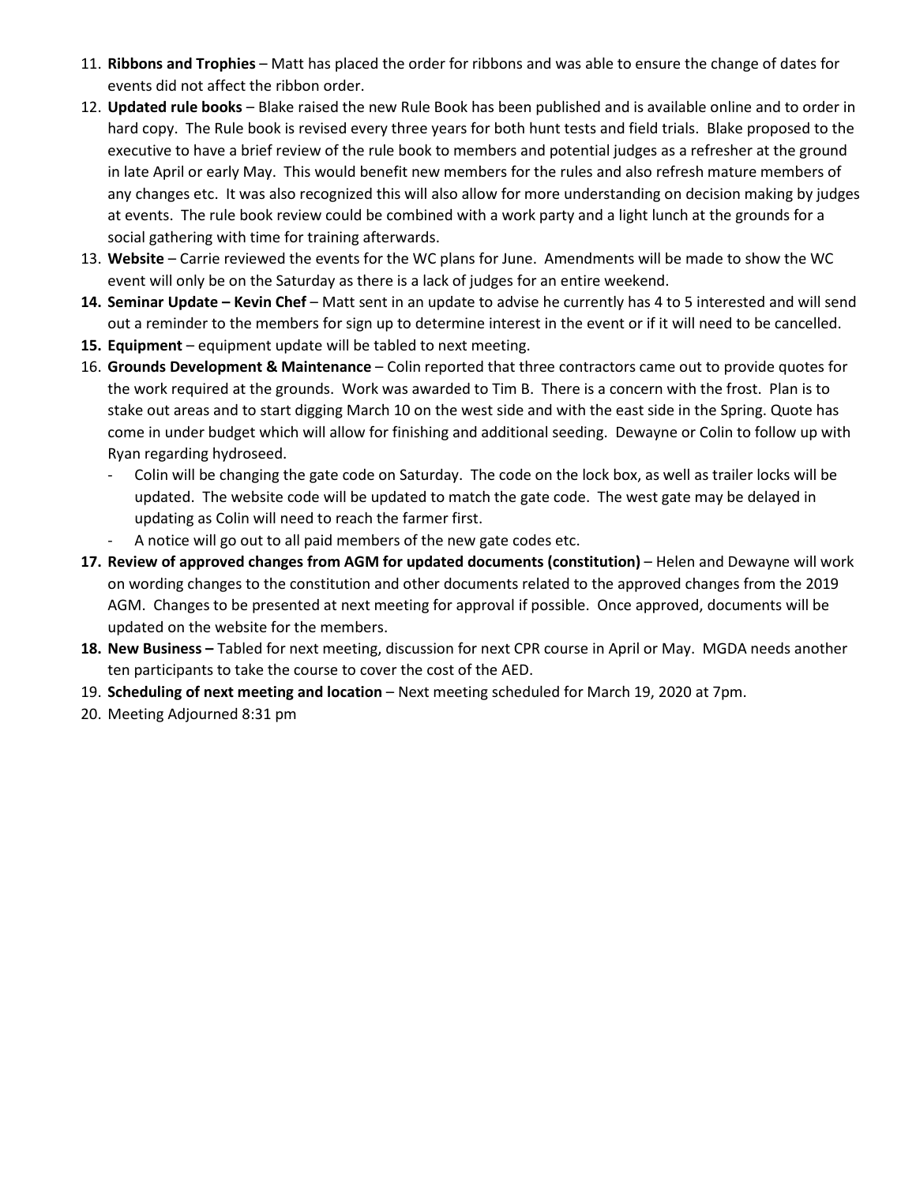11. **Ribbons and Trophies** – Matt has placed the order for ribbons and was able to ensure the change of dates for events did not affect the ribbon order.
12. **Updated rule books** – Blake raised the new Rule Book has been published and is available online and to order in hard copy. The Rule book is revised every three years for both hunt tests and field trials. Blake proposed to the executive to have a brief review of the rule book to members and potential judges as a refresher at the ground in late April or early May. This would benefit new members for the rules and also refresh mature members of any changes etc. It was also recognized this will also allow for more understanding on decision making by judges at events. The rule book review could be combined with a work party and a light lunch at the grounds for a social gathering with time for training afterwards.
13. **Website** – Carrie reviewed the events for the WC plans for June. Amendments will be made to show the WC event will only be on the Saturday as there is a lack of judges for an entire weekend.
14. **Seminar Update – Kevin Chef** – Matt sent in an update to advise he currently has 4 to 5 interested and will send out a reminder to the members for sign up to determine interest in the event or if it will need to be cancelled.
15. **Equipment** – equipment update will be tabled to next meeting.
16. **Grounds Development & Maintenance** – Colin reported that three contractors came out to provide quotes for the work required at the grounds. Work was awarded to Tim B. There is a concern with the frost. Plan is to stake out areas and to start digging March 10 on the west side and with the east side in the Spring. Quote has come in under budget which will allow for finishing and additional seeding. Dewayne or Colin to follow up with Ryan regarding hydroseed.
    - Colin will be changing the gate code on Saturday. The code on the lock box, as well as trailer locks will be updated. The website code will be updated to match the gate code. The west gate may be delayed in updating as Colin will need to reach the farmer first.
    - A notice will go out to all paid members of the new gate codes etc.
17. **Review of approved changes from AGM for updated documents (constitution)** – Helen and Dewayne will work on wording changes to the constitution and other documents related to the approved changes from the 2019 AGM. Changes to be presented at next meeting for approval if possible. Once approved, documents will be updated on the website for the members.
18. **New Business –** Tabled for next meeting, discussion for next CPR course in April or May. MGDA needs another ten participants to take the course to cover the cost of the AED.
19. **Scheduling of next meeting and location** – Next meeting scheduled for March 19, 2020 at 7pm.
20. Meeting Adjourned 8:31 pm